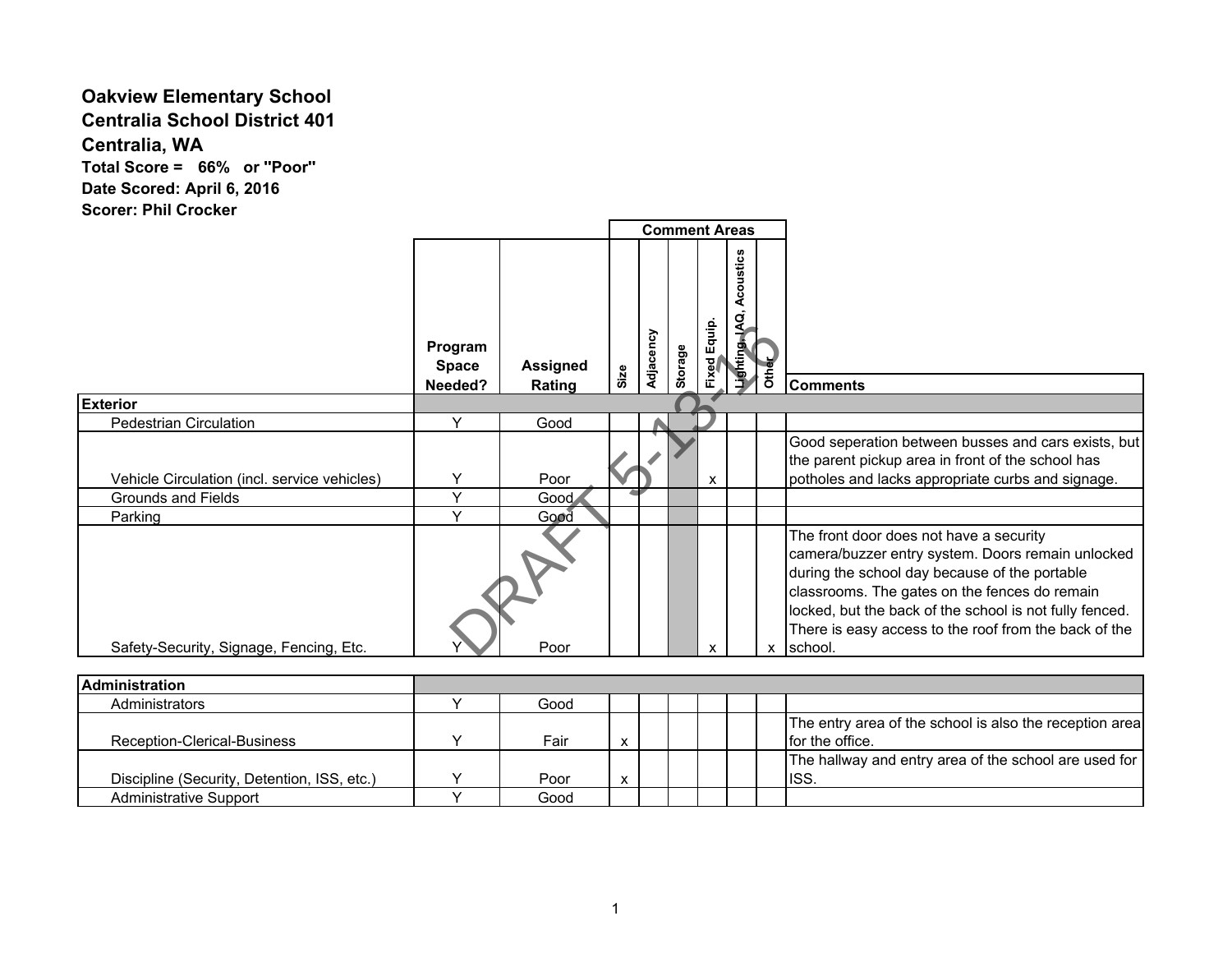**Oakview Elementary School**
**Centralia School District 401**
**Centralia, WA**
**Total Score = 66% or "Poor"**
**Date Scored: April 6, 2016**
**Scorer: Phil Crocker**

DRAFT 5-13-16

| | Program Space Needed? | Assigned Rating | Comment Areas: Size | Adjacency | Storage | Fixed Equip. | Lighting, IAQ, Acoustics | Other | Comments |
|---|---|---|---|---|---|---|---|---|---|
| **Exterior** | | | | | | | | | |
| Pedestrian Circulation | Y | Good | | | | | | | |
| Vehicle Circulation (incl. service vehicles) | Y | Poor | | | | x | | | Good seperation between busses and cars exists, but the parent pickup area in front of the school has potholes and lacks appropriate curbs and signage. |
| Grounds and Fields | Y | Good | | | | | | | |
| Parking | Y | Good | | | | | | | |
| Safety-Security, Signage, Fencing, Etc. | Y | Poor | | | | x | | x | The front door does not have a security camera/buzzer entry system. Doors remain unlocked during the school day because of the portable classrooms. The gates on the fences do remain locked, but the back of the school is not fully fenced. There is easy access to the roof from the back of the school. |
| **Administration** | | | | | | | | | |
| Administrators | Y | Good | | | | | | | |
| Reception-Clerical-Business | Y | Fair | x | | | | | | The entry area of the school is also the reception area for the office. |
| Discipline (Security, Detention, ISS, etc.) | Y | Poor | x | | | | | | The hallway and entry area of the school are used for ISS. |
| Administrative Support | Y | Good | | | | | | | |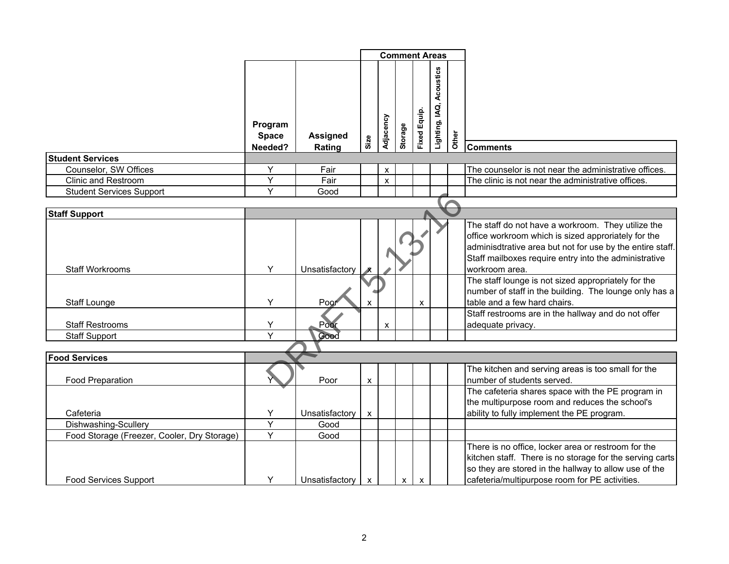| | Program Space Needed? | Assigned Rating | Comment Areas: Size | Adjacency | Storage | Fixed Equip. | Lighting, IAQ, Acoustics | Other | Comments |
|---|---|---|---|---|---|---|---|---|---|
| **Student Services** | | | | | | | | | |
| Counselor, SW Offices | Y | Fair | | x | | | | | The counselor is not near the administrative offices. |
| Clinic and Restroom | Y | Fair | | x | | | | | The clinic is not near the administrative offices. |
| Student Services Support | Y | Good | | | | | | | |
| **Staff Support** | | | | | | | | | |
| Staff Workrooms | Y | Unsatisfactory | x | | | | | | The staff do not have a workroom. They utilize the office workroom which is sized approriately for the adminisdtrative area but not for use by the entire staff. Staff mailboxes require entry into the administrative workroom area. |
| Staff Lounge | Y | Poor | x | | | x | | | The staff lounge is not sized appropriately for the number of staff in the building. The lounge only has a table and a few hard chairs. |
| Staff Restrooms | Y | Poor | | x | | | | | Staff restrooms are in the hallway and do not offer adequate privacy. |
| Staff Support | Y | Good | | | | | | | |
| **Food Services** | | | | | | | | | |
| Food Preparation | Y | Poor | x | | | | | | The kitchen and serving areas is too small for the number of students served. |
| Cafeteria | Y | Unsatisfactory | x | | | | | | The cafeteria shares space with the PE program in the multipurpose room and reduces the school's ability to fully implement the PE program. |
| Dishwashing-Scullery | Y | Good | | | | | | | |
| Food Storage (Freezer, Cooler, Dry Storage) | Y | Good | | | | | | | |
| Food Services Support | Y | Unsatisfactory | x | | x | x | | | There is no office, locker area or restroom for the kitchen staff. There is no storage for the serving carts so they are stored in the hallway to allow use of the cafeteria/multipurpose room for PE activities. |

DRAFT 5-13-16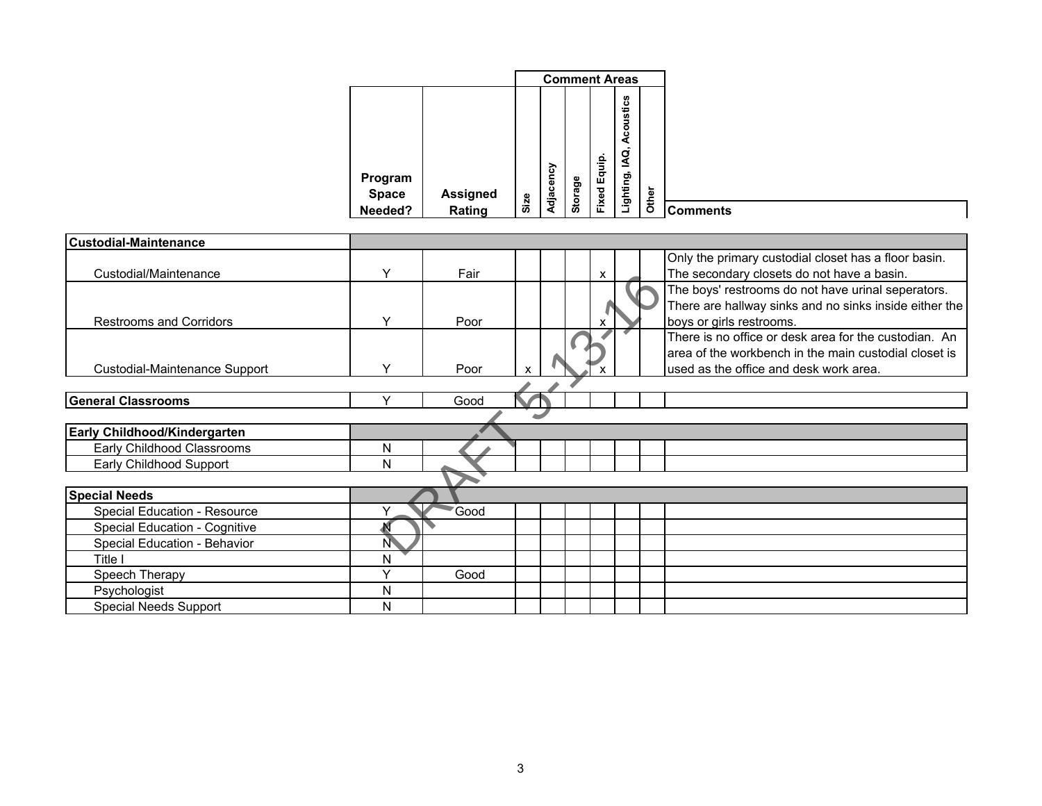| | Program Space Needed? | Assigned Rating | Comment Areas | | | | | | Comments |
|---|---|---|---|---|---|---|---|---|---|
| | | | Size | Adjacency | Storage | Fixed Equip. | Lighting, IAQ, Acoustics | Other | |
| **Custodial-Maintenance** | | | | | | | | | |
| Custodial/Maintenance | Y | Fair | | | | x | | | Only the primary custodial closet has a floor basin. The secondary closets do not have a basin. |
| Restrooms and Corridors | Y | Poor | | | | x | | | The boys' restrooms do not have urinal seperators. There are hallway sinks and no sinks inside either the boys or girls restrooms. |
| Custodial-Maintenance Support | Y | Poor | x | | | x | | | There is no office or desk area for the custodian. An area of the workbench in the main custodial closet is used as the office and desk work area. |
| **General Classrooms** | Y | Good | | | | | | | |
| **Early Childhood/Kindergarten** | | | | | | | | | |
| Early Childhood Classrooms | N | | | | | | | | |
| Early Childhood Support | N | | | | | | | | |
| **Special Needs** | | | | | | | | | |
| Special Education - Resource | Y | Good | | | | | | | |
| Special Education - Cognitive | N | | | | | | | | |
| Special Education - Behavior | N | | | | | | | | |
| Title I | N | | | | | | | | |
| Speech Therapy | Y | Good | | | | | | | |
| Psychologist | N | | | | | | | | |
| Special Needs Support | N | | | | | | | | |

DRAFT 5-13-16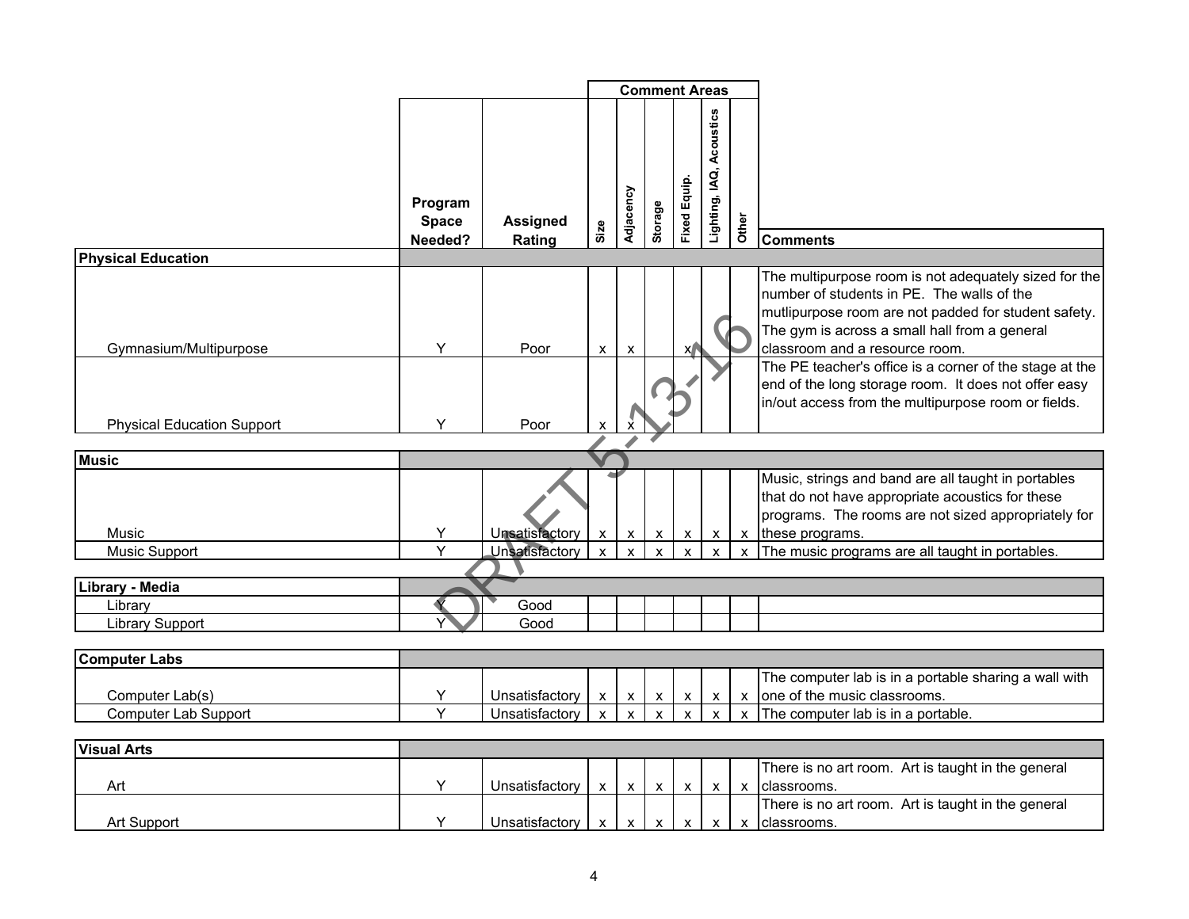| | Program Space Needed? | Assigned Rating | Comment Areas | | | | | | Comments |
|---|---|---|---|---|---|---|---|---|---|
| | | | Size | Adjacency | Storage | Fixed Equip. | Lighting, IAQ, Acoustics | Other | |
| **Physical Education** | | | | | | | | | |
| Gymnasium/Multipurpose | Y | Poor | x | x | | x | | | The multipurpose room is not adequately sized for the number of students in PE. The walls of the mutlipurpose room are not padded for student safety. The gym is across a small hall from a general classroom and a resource room. |
| Physical Education Support | Y | Poor | x | x | | | | | The PE teacher's office is a corner of the stage at the end of the long storage room. It does not offer easy in/out access from the multipurpose room or fields. |
| **Music** | | | | | | | | | |
| Music | Y | Unsatisfactory | x | x | x | x | x | x | Music, strings and band are all taught in portables that do not have appropriate acoustics for these programs. The rooms are not sized appropriately for these programs. |
| Music Support | Y | Unsatisfactory | x | x | x | x | x | x | The music programs are all taught in portables. |
| **Library - Media** | | | | | | | | | |
| Library | Y | Good | | | | | | | |
| Library Support | Y | Good | | | | | | | |
| **Computer Labs** | | | | | | | | | |
| Computer Lab(s) | Y | Unsatisfactory | x | x | x | x | x | x | The computer lab is in a portable sharing a wall with one of the music classrooms. |
| Computer Lab Support | Y | Unsatisfactory | x | x | x | x | x | x | The computer lab is in a portable. |
| **Visual Arts** | | | | | | | | | |
| Art | Y | Unsatisfactory | x | x | x | x | x | x | There is no art room. Art is taught in the general classrooms. |
| Art Support | Y | Unsatisfactory | x | x | x | x | x | x | There is no art room. Art is taught in the general classrooms. |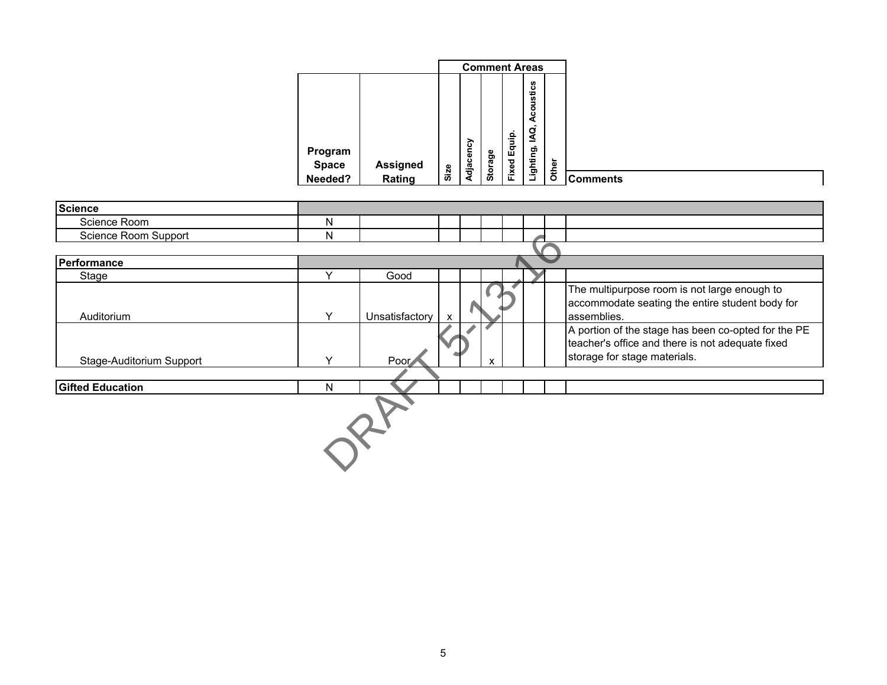| | Program Space Needed? | Assigned Rating | Comment Areas | | | | | | Comments |
|---|---|---|---|---|---|---|---|---|---|
| | | | Size | Adjacency | Storage | Fixed Equip. | Lighting, IAQ, Acoustics | Other | |
| **Science** | | | | | | | | | |
| Science Room | N | | | | | | | | |
| Science Room Support | N | | | | | | | | |
| **Performance** | | | | | | | | | |
| Stage | Y | Good | | | | | | | |
| Auditorium | Y | Unsatisfactory | x | | | | | | The multipurpose room is not large enough to accommodate seating the entire student body for assemblies. |
| Stage-Auditorium Support | Y | Poor | | | x | | | | A portion of the stage has been co-opted for the PE teacher's office and there is not adequate fixed storage for stage materials. |
| **Gifted Education** | N | | | | | | | | |

DRAFT 5-13-16